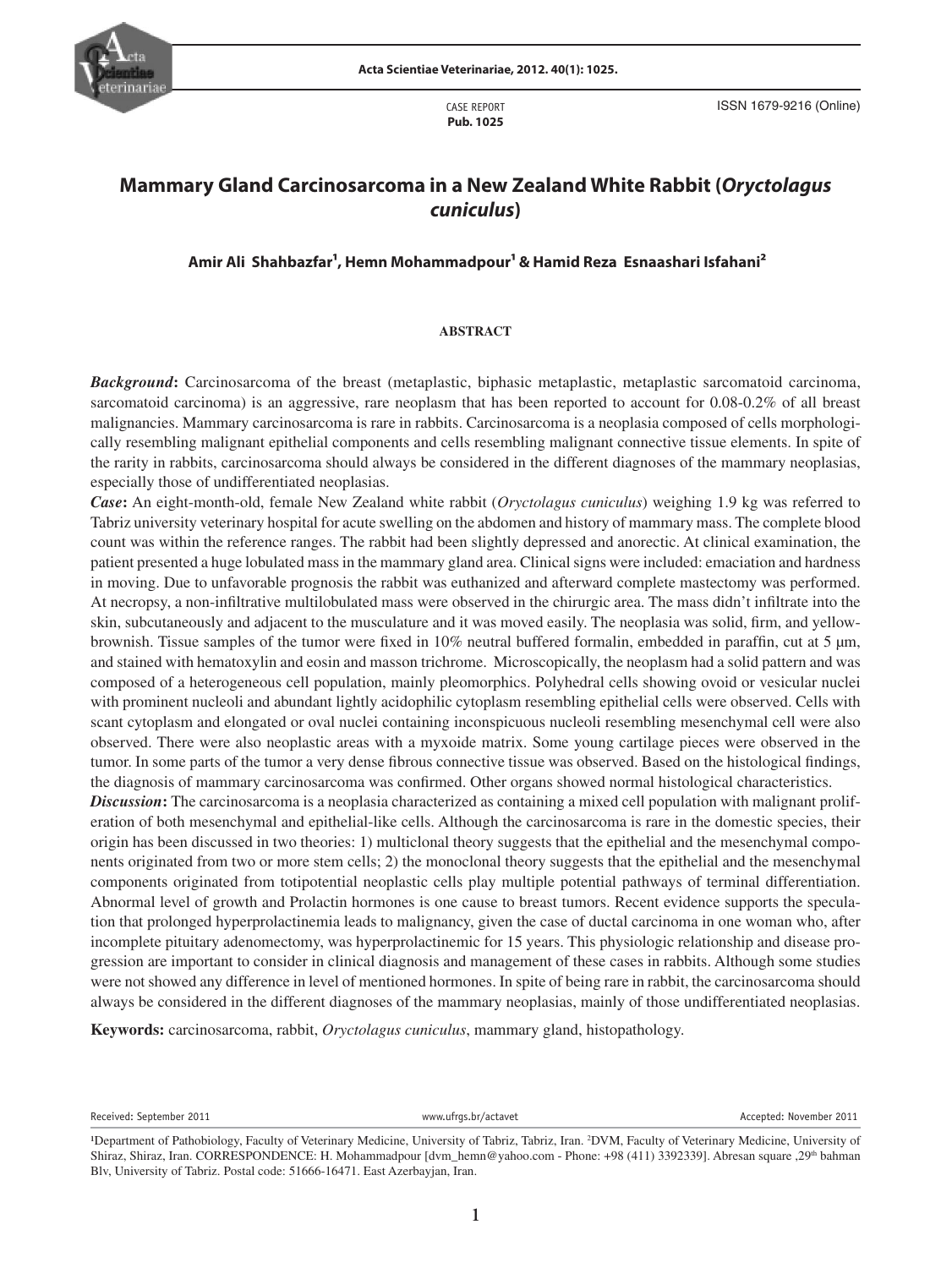CASE REPORT
**Pub. 1025**

ISSN 1679-9216 (Online)

# Mammary Gland Carcinosarcoma in a New Zealand White Rabbit (*Oryctolagus cuniculus*)

**Amir Ali Shahbazfar[1], Hemn Mohammadpour[1] & Hamid Reza Esnaashari Isfahani[2]**

## ABSTRACT

***Background*:** Carcinosarcoma of the breast (metaplastic, biphasic metaplastic, metaplastic sarcomatoid carcinoma, sarcomatoid carcinoma) is an aggressive, rare neoplasm that has been reported to account for 0.08-0.2% of all breast malignancies. Mammary carcinosarcoma is rare in rabbits. Carcinosarcoma is a neoplasia composed of cells morphologically resembling malignant epithelial components and cells resembling malignant connective tissue elements. In spite of the rarity in rabbits, carcinosarcoma should always be considered in the different diagnoses of the mammary neoplasias, especially those of undifferentiated neoplasias.

***Case*:** An eight-month-old, female New Zealand white rabbit (*Oryctolagus cuniculus*) weighing 1.9 kg was referred to Tabriz university veterinary hospital for acute swelling on the abdomen and history of mammary mass. The complete blood count was within the reference ranges. The rabbit had been slightly depressed and anorectic. At clinical examination, the patient presented a huge lobulated mass in the mammary gland area. Clinical signs were included: emaciation and hardness in moving. Due to unfavorable prognosis the rabbit was euthanized and afterward complete mastectomy was performed. At necropsy, a non-infiltrative multilobulated mass were observed in the chirurgic area. The mass didn't infiltrate into the skin, subcutaneously and adjacent to the musculature and it was moved easily. The neoplasia was solid, firm, and yellow-brownish. Tissue samples of the tumor were fixed in 10% neutral buffered formalin, embedded in paraffin, cut at 5 μm, and stained with hematoxylin and eosin and masson trichrome. Microscopically, the neoplasm had a solid pattern and was composed of a heterogeneous cell population, mainly pleomorphics. Polyhedral cells showing ovoid or vesicular nuclei with prominent nucleoli and abundant lightly acidophilic cytoplasm resembling epithelial cells were observed. Cells with scant cytoplasm and elongated or oval nuclei containing inconspicuous nucleoli resembling mesenchymal cell were also observed. There were also neoplastic areas with a myxoide matrix. Some young cartilage pieces were observed in the tumor. In some parts of the tumor a very dense fibrous connective tissue was observed. Based on the histological findings, the diagnosis of mammary carcinosarcoma was confirmed. Other organs showed normal histological characteristics.

***Discussion*:** The carcinosarcoma is a neoplasia characterized as containing a mixed cell population with malignant proliferation of both mesenchymal and epithelial-like cells. Although the carcinosarcoma is rare in the domestic species, their origin has been discussed in two theories: 1) multiclonal theory suggests that the epithelial and the mesenchymal components originated from two or more stem cells; 2) the monoclonal theory suggests that the epithelial and the mesenchymal components originated from totipotential neoplastic cells play multiple potential pathways of terminal differentiation. Abnormal level of growth and Prolactin hormones is one cause to breast tumors. Recent evidence supports the speculation that prolonged hyperprolactinemia leads to malignancy, given the case of ductal carcinoma in one woman who, after incomplete pituitary adenomectomy, was hyperprolactinemic for 15 years. This physiologic relationship and disease progression are important to consider in clinical diagnosis and management of these cases in rabbits. Although some studies were not showed any difference in level of mentioned hormones. In spite of being rare in rabbit, the carcinosarcoma should always be considered in the different diagnoses of the mammary neoplasias, mainly of those undifferentiated neoplasias.

**Keywords:** carcinosarcoma, rabbit, *Oryctolagus cuniculus*, mammary gland, histopathology.

Received: September 2011 | www.ufrgs.br/actavet | Accepted: November 2011

[1]Department of Pathobiology, Faculty of Veterinary Medicine, University of Tabriz, Tabriz, Iran. [2]DVM, Faculty of Veterinary Medicine, University of Shiraz, Shiraz, Iran. CORRESPONDENCE: H. Mohammadpour [dvm_hemn@yahoo.com - Phone: +98 (411) 3392339]. Abresan square ,29th bahman Blv, University of Tabriz. Postal code: 51666-16471. East Azerbayjan, Iran.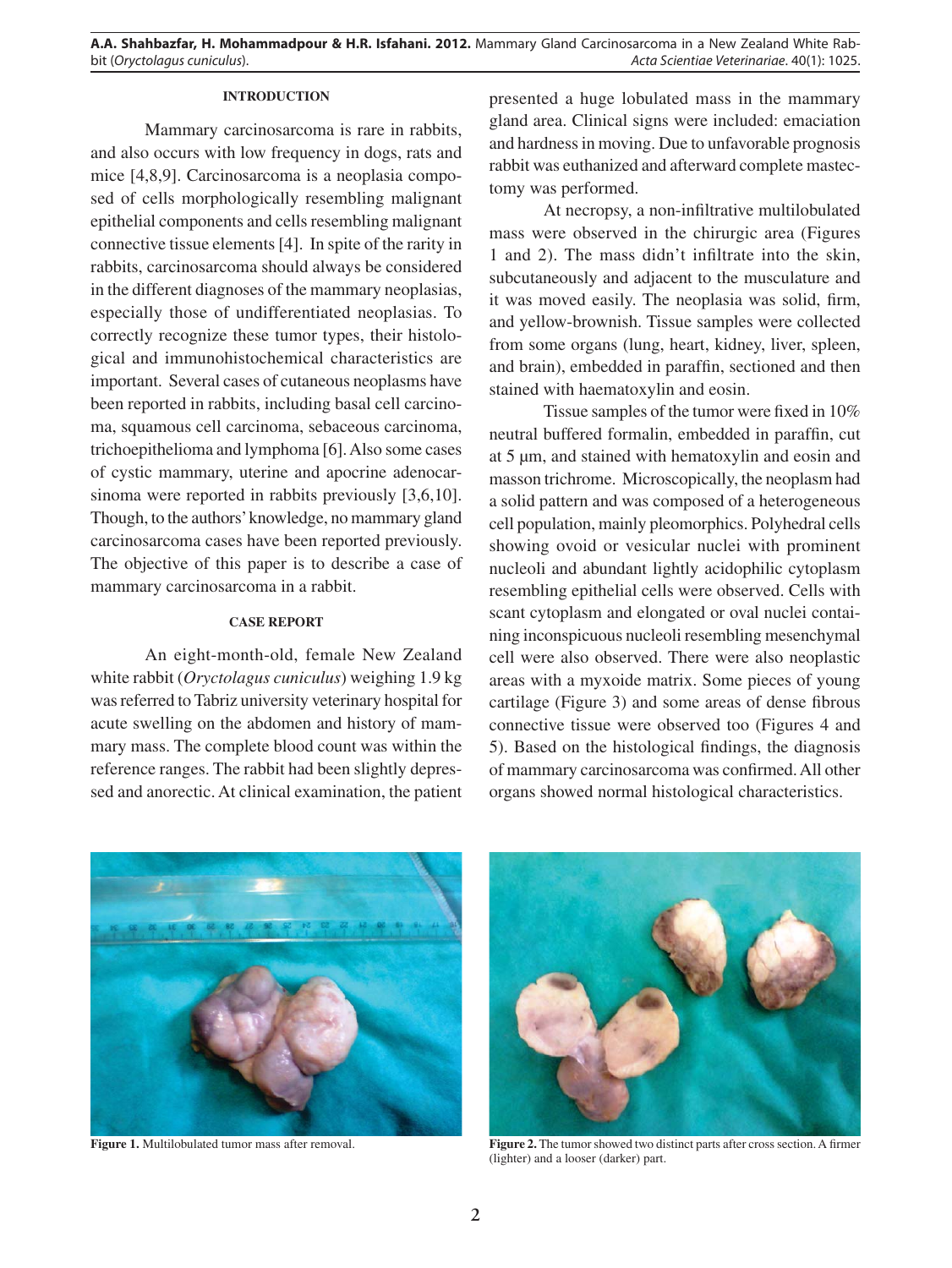## INTRODUCTION

Mammary carcinosarcoma is rare in rabbits, and also occurs with low frequency in dogs, rats and mice [4,8,9]. Carcinosarcoma is a neoplasia composed of cells morphologically resembling malignant epithelial components and cells resembling malignant connective tissue elements [4]. In spite of the rarity in rabbits, carcinosarcoma should always be considered in the different diagnoses of the mammary neoplasias, especially those of undifferentiated neoplasias. To correctly recognize these tumor types, their histological and immunohistochemical characteristics are important. Several cases of cutaneous neoplasms have been reported in rabbits, including basal cell carcinoma, squamous cell carcinoma, sebaceous carcinoma, trichoepithelioma and lymphoma [6]. Also some cases of cystic mammary, uterine and apocrine adenocarsinoma were reported in rabbits previously [3,6,10]. Though, to the authors' knowledge, no mammary gland carcinosarcoma cases have been reported previously. The objective of this paper is to describe a case of mammary carcinosarcoma in a rabbit.

## CASE REPORT

An eight-month-old, female New Zealand white rabbit (*Oryctolagus cuniculus*) weighing 1.9 kg was referred to Tabriz university veterinary hospital for acute swelling on the abdomen and history of mammary mass. The complete blood count was within the reference ranges. The rabbit had been slightly depressed and anorectic. At clinical examination, the patient presented a huge lobulated mass in the mammary gland area. Clinical signs were included: emaciation and hardness in moving. Due to unfavorable prognosis rabbit was euthanized and afterward complete mastectomy was performed.

At necropsy, a non-infiltrative multilobulated mass were observed in the chirurgic area (Figures 1 and 2). The mass didn't infiltrate into the skin, subcutaneously and adjacent to the musculature and it was moved easily. The neoplasia was solid, firm, and yellow-brownish. Tissue samples were collected from some organs (lung, heart, kidney, liver, spleen, and brain), embedded in paraffin, sectioned and then stained with haematoxylin and eosin.

Tissue samples of the tumor were fixed in 10% neutral buffered formalin, embedded in paraffin, cut at 5 μm, and stained with hematoxylin and eosin and masson trichrome. Microscopically, the neoplasm had a solid pattern and was composed of a heterogeneous cell population, mainly pleomorphics. Polyhedral cells showing ovoid or vesicular nuclei with prominent nucleoli and abundant lightly acidophilic cytoplasm resembling epithelial cells were observed. Cells with scant cytoplasm and elongated or oval nuclei containing inconspicuous nucleoli resembling mesenchymal cell were also observed. There were also neoplastic areas with a myxoide matrix. Some pieces of young cartilage (Figure 3) and some areas of dense fibrous connective tissue were observed too (Figures 4 and 5). Based on the histological findings, the diagnosis of mammary carcinosarcoma was confirmed. All other organs showed normal histological characteristics.

**Figure 1.** Multilobulated tumor mass after removal.

**Figure 2.** The tumor showed two distinct parts after cross section. A firmer (lighter) and a looser (darker) part.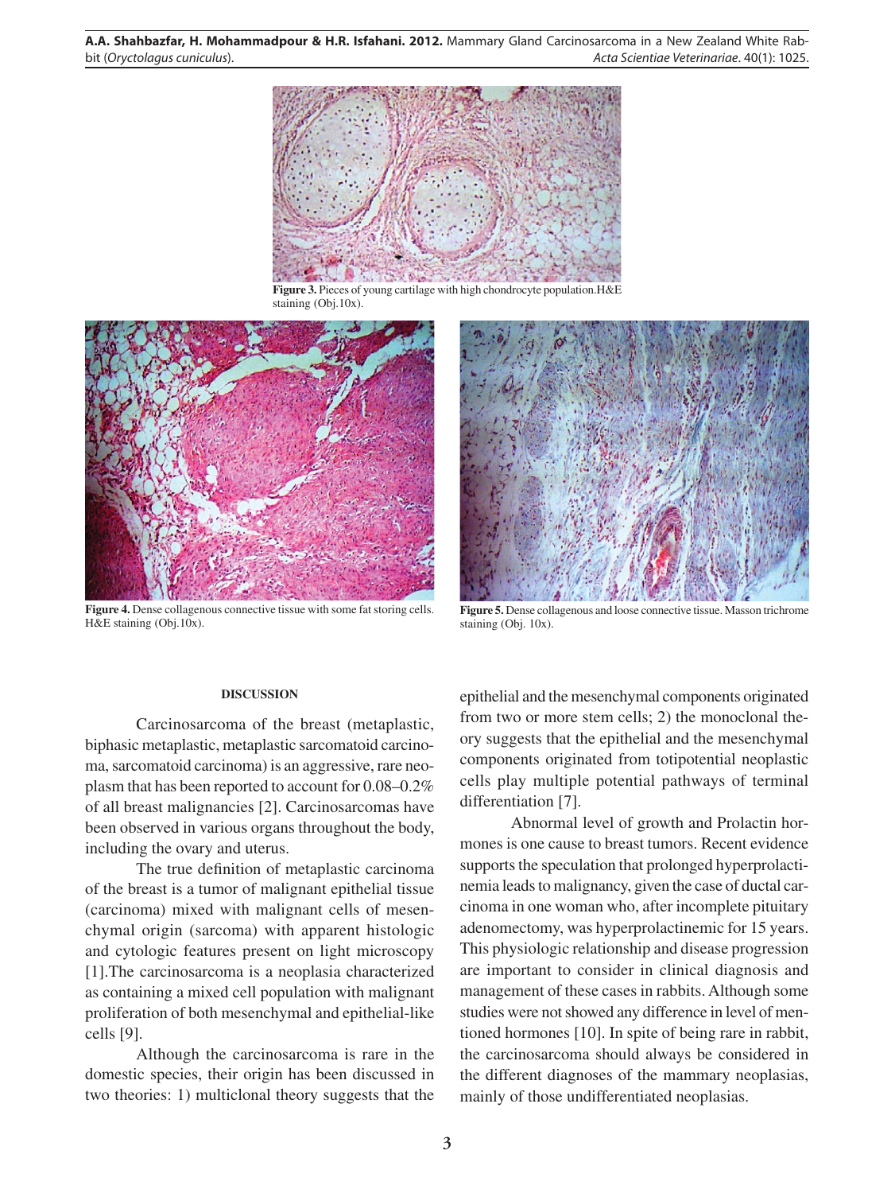**Figure 3.** Pieces of young cartilage with high chondrocyte population.H&E staining (Obj.10x).

**Figure 4.** Dense collagenous connective tissue with some fat storing cells. H&E staining (Obj.10x).

**Figure 5.** Dense collagenous and loose connective tissue. Masson trichrome staining (Obj. 10x).

## DISCUSSION

Carcinosarcoma of the breast (metaplastic, biphasic metaplastic, metaplastic sarcomatoid carcinoma, sarcomatoid carcinoma) is an aggressive, rare neoplasm that has been reported to account for 0.08–0.2% of all breast malignancies [2]. Carcinosarcomas have been observed in various organs throughout the body, including the ovary and uterus.

The true definition of metaplastic carcinoma of the breast is a tumor of malignant epithelial tissue (carcinoma) mixed with malignant cells of mesenchymal origin (sarcoma) with apparent histologic and cytologic features present on light microscopy [1].The carcinosarcoma is a neoplasia characterized as containing a mixed cell population with malignant proliferation of both mesenchymal and epithelial-like cells [9].

Although the carcinosarcoma is rare in the domestic species, their origin has been discussed in two theories: 1) multiclonal theory suggests that the epithelial and the mesenchymal components originated from two or more stem cells; 2) the monoclonal theory suggests that the epithelial and the mesenchymal components originated from totipotential neoplastic cells play multiple potential pathways of terminal differentiation [7].

Abnormal level of growth and Prolactin hormones is one cause to breast tumors. Recent evidence supports the speculation that prolonged hyperprolactinemia leads to malignancy, given the case of ductal carcinoma in one woman who, after incomplete pituitary adenomectomy, was hyperprolactinemic for 15 years. This physiologic relationship and disease progression are important to consider in clinical diagnosis and management of these cases in rabbits. Although some studies were not showed any difference in level of mentioned hormones [10]. In spite of being rare in rabbit, the carcinosarcoma should always be considered in the different diagnoses of the mammary neoplasias, mainly of those undifferentiated neoplasias.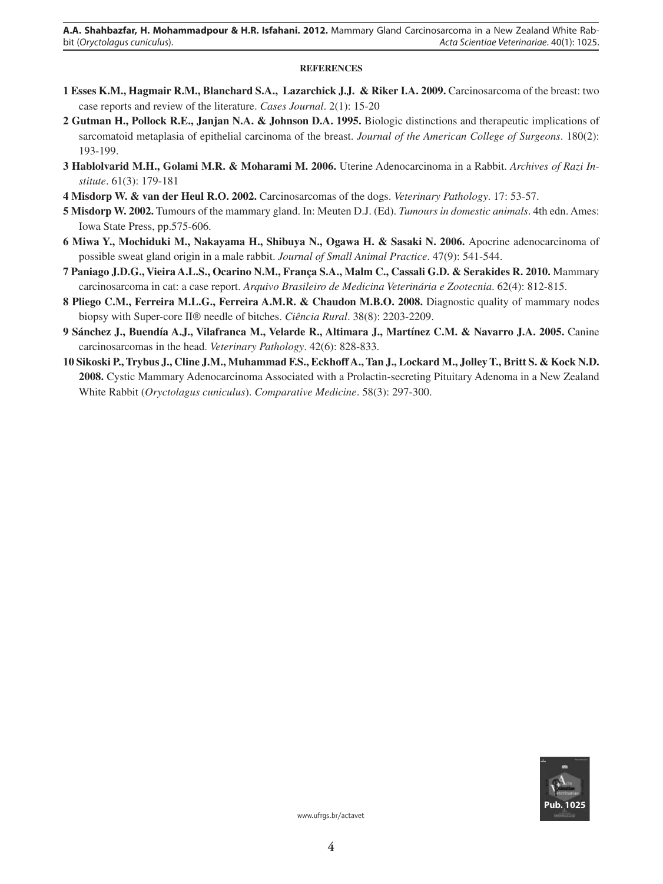## REFERENCES

**1 Esses K.M., Hagmair R.M., Blanchard S.A., Lazarchick J.J. & Riker I.A. 2009.** Carcinosarcoma of the breast: two case reports and review of the literature. *Cases Journal*. 2(1): 15-20

**2 Gutman H., Pollock R.E., Janjan N.A. & Johnson D.A. 1995.** Biologic distinctions and therapeutic implications of sarcomatoid metaplasia of epithelial carcinoma of the breast. *Journal of the American College of Surgeons*. 180(2): 193-199.

**3 Hablolvarid M.H., Golami M.R. & Moharami M. 2006.** Uterine Adenocarcinoma in a Rabbit. *Archives of Razi Institute*. 61(3): 179-181

**4 Misdorp W. & van der Heul R.O. 2002.** Carcinosarcomas of the dogs. *Veterinary Pathology*. 17: 53-57.

**5 Misdorp W. 2002.** Tumours of the mammary gland. In: Meuten D.J. (Ed). *Tumours in domestic animals*. 4th edn. Ames: Iowa State Press, pp.575-606.

**6 Miwa Y., Mochiduki M., Nakayama H., Shibuya N., Ogawa H. & Sasaki N. 2006.** Apocrine adenocarcinoma of possible sweat gland origin in a male rabbit. *Journal of Small Animal Practice*. 47(9): 541-544.

**7 Paniago J.D.G., Vieira A.L.S., Ocarino N.M., França S.A., Malm C., Cassali G.D. & Serakides R. 2010.** Mammary carcinosarcoma in cat: a case report. *Arquivo Brasileiro de Medicina Veterinária e Zootecnia*. 62(4): 812-815.

**8 Pliego C.M., Ferreira M.L.G., Ferreira A.M.R. & Chaudon M.B.O. 2008.** Diagnostic quality of mammary nodes biopsy with Super-core II® needle of bitches. *Ciência Rural*. 38(8): 2203-2209.

**9 Sánchez J., Buendía A.J., Vilafranca M., Velarde R., Altimara J., Martínez C.M. & Navarro J.A. 2005.** Canine carcinosarcomas in the head. *Veterinary Pathology*. 42(6): 828-833.

**10 Sikoski P., Trybus J., Cline J.M., Muhammad F.S., Eckhoff A., Tan J., Lockard M., Jolley T., Britt S. & Kock N.D. 2008.** Cystic Mammary Adenocarcinoma Associated with a Prolactin-secreting Pituitary Adenoma in a New Zealand White Rabbit (*Oryctolagus cuniculus*). *Comparative Medicine*. 58(3): 297-300.